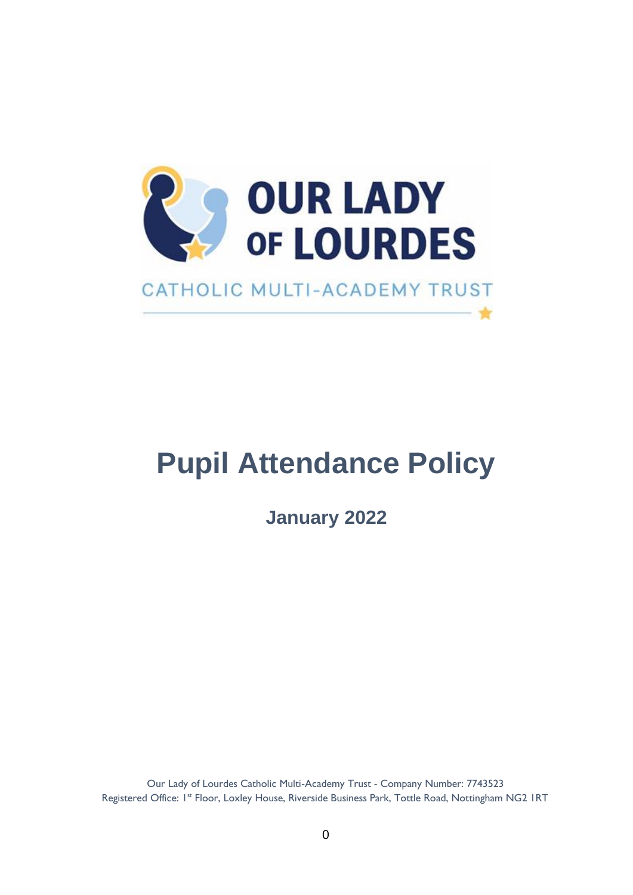OUR LADY OF LOURDES

CATHOLIC MULTI-ACADEMY TRUST

# Pupil Attendance Policy

## January 2022

Our Lady of Lourdes Catholic Multi-Academy Trust - Company Number: 7743523
Registered Office: 1st Floor, Loxley House, Riverside Business Park, Tottle Road, Nottingham NG2 1RT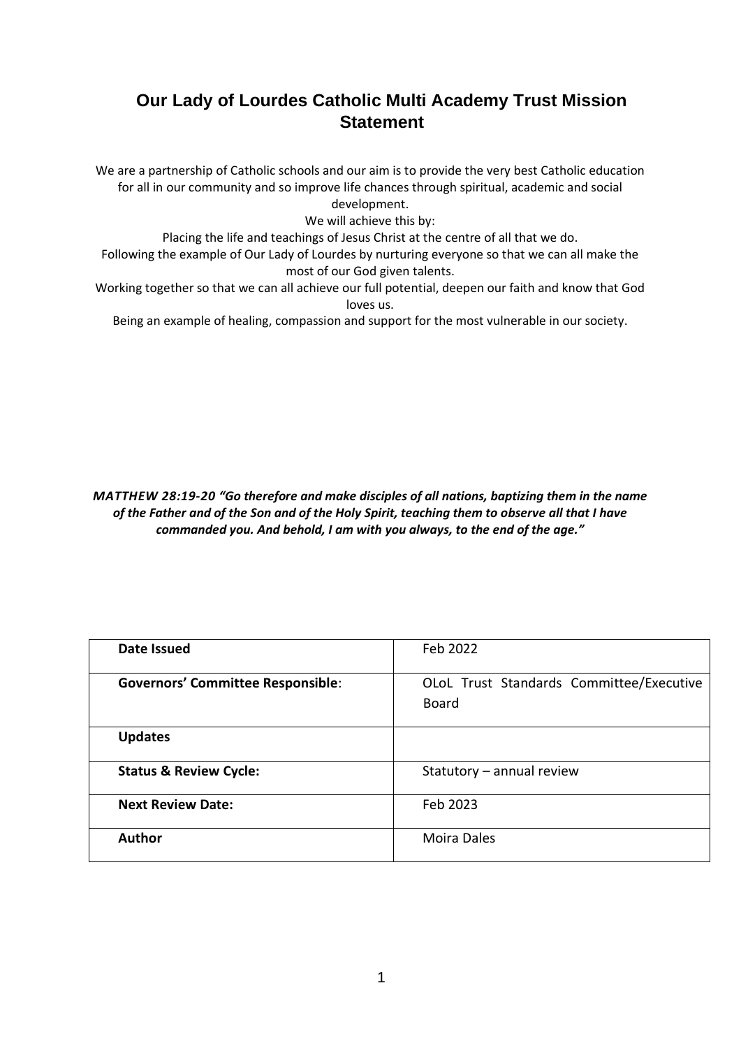# Our Lady of Lourdes Catholic Multi Academy Trust Mission Statement

We are a partnership of Catholic schools and our aim is to provide the very best Catholic education for all in our community and so improve life chances through spiritual, academic and social development.

We will achieve this by:

Placing the life and teachings of Jesus Christ at the centre of all that we do.

Following the example of Our Lady of Lourdes by nurturing everyone so that we can all make the most of our God given talents.

Working together so that we can all achieve our full potential, deepen our faith and know that God loves us.

Being an example of healing, compassion and support for the most vulnerable in our society.

***MATTHEW 28:19-20 "Go therefore and make disciples of all nations, baptizing them in the name of the Father and of the Son and of the Holy Spirit, teaching them to observe all that I have commanded you. And behold, I am with you always, to the end of the age."***

| | |
|---|---|
| **Date Issued** | Feb 2022 |
| **Governors' Committee Responsible**: | OLoL Trust Standards Committee/Executive Board |
| **Updates** | |
| **Status & Review Cycle:** | Statutory – annual review |
| **Next Review Date:** | Feb 2023 |
| **Author** | Moira Dales |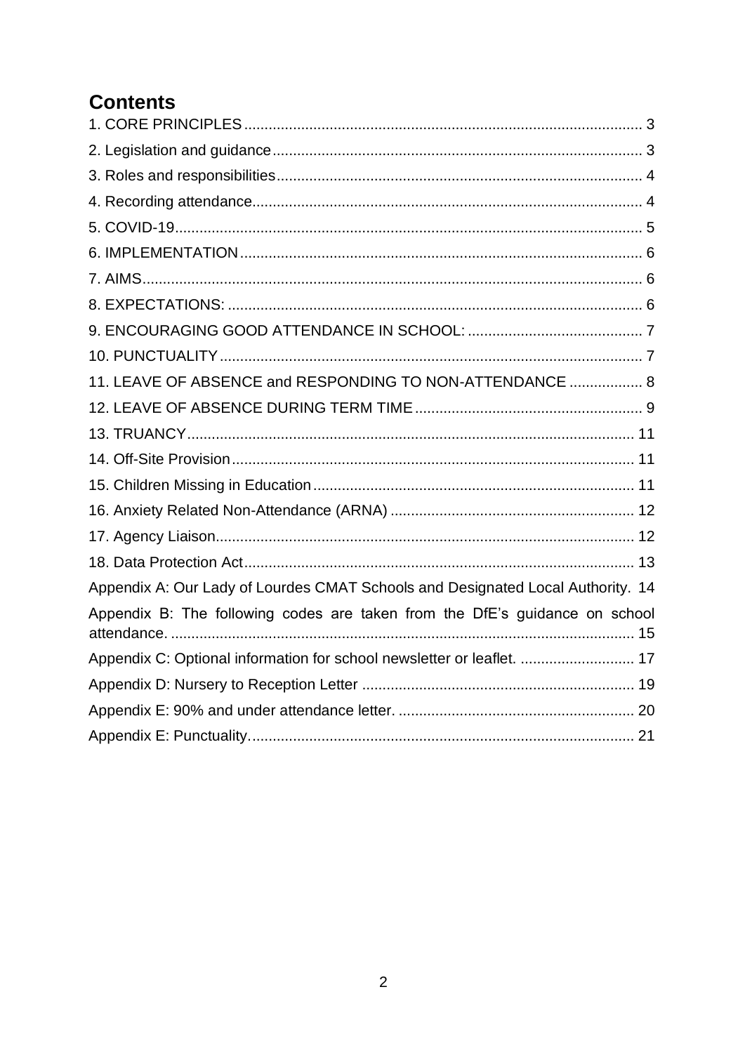# Contents

1. CORE PRINCIPLES ........ 3
2. Legislation and guidance ........ 3
3. Roles and responsibilities ........ 4
4. Recording attendance ........ 4
5. COVID-19 ........ 5
6. IMPLEMENTATION ........ 6
7. AIMS ........ 6
8. EXPECTATIONS: ........ 6
9. ENCOURAGING GOOD ATTENDANCE IN SCHOOL: ........ 7
10. PUNCTUALITY ........ 7
11. LEAVE OF ABSENCE and RESPONDING TO NON-ATTENDANCE ........ 8
12. LEAVE OF ABSENCE DURING TERM TIME ........ 9
13. TRUANCY ........ 11
14. Off-Site Provision ........ 11
15. Children Missing in Education ........ 11
16. Anxiety Related Non-Attendance (ARNA) ........ 12
17. Agency Liaison ........ 12
18. Data Protection Act ........ 13

Appendix A: Our Lady of Lourdes CMAT Schools and Designated Local Authority. 14

Appendix B: The following codes are taken from the DfE's guidance on school attendance. ........ 15

Appendix C: Optional information for school newsletter or leaflet. ........ 17

Appendix D: Nursery to Reception Letter ........ 19

Appendix E: 90% and under attendance letter. ........ 20

Appendix E: Punctuality. ........ 21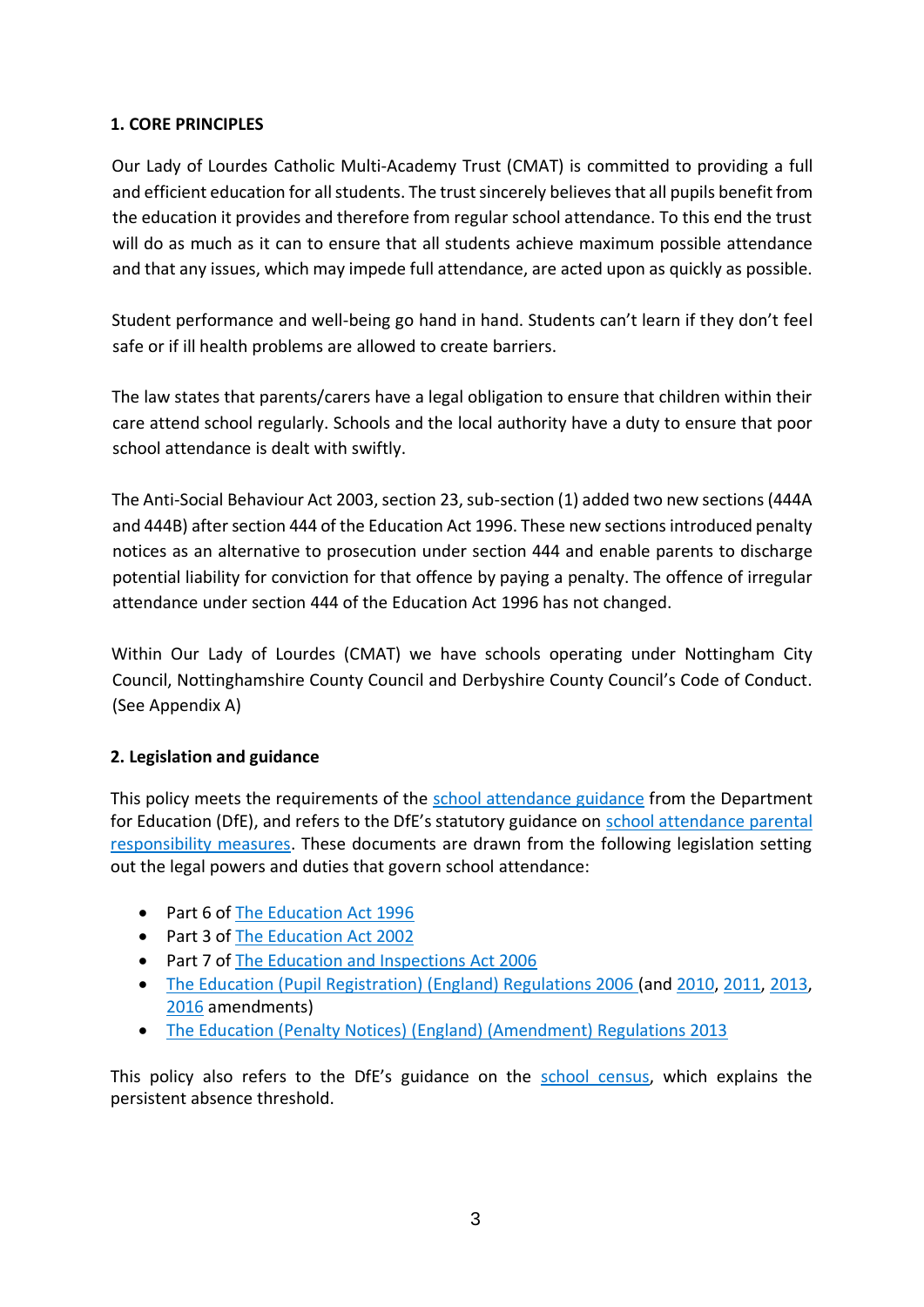## 1. CORE PRINCIPLES

Our Lady of Lourdes Catholic Multi-Academy Trust (CMAT) is committed to providing a full and efficient education for all students. The trust sincerely believes that all pupils benefit from the education it provides and therefore from regular school attendance. To this end the trust will do as much as it can to ensure that all students achieve maximum possible attendance and that any issues, which may impede full attendance, are acted upon as quickly as possible.

Student performance and well-being go hand in hand. Students can't learn if they don't feel safe or if ill health problems are allowed to create barriers.

The law states that parents/carers have a legal obligation to ensure that children within their care attend school regularly. Schools and the local authority have a duty to ensure that poor school attendance is dealt with swiftly.

The Anti-Social Behaviour Act 2003, section 23, sub-section (1) added two new sections (444A and 444B) after section 444 of the Education Act 1996. These new sections introduced penalty notices as an alternative to prosecution under section 444 and enable parents to discharge potential liability for conviction for that offence by paying a penalty. The offence of irregular attendance under section 444 of the Education Act 1996 has not changed.

Within Our Lady of Lourdes (CMAT) we have schools operating under Nottingham City Council, Nottinghamshire County Council and Derbyshire County Council's Code of Conduct. (See Appendix A)

## 2. Legislation and guidance

This policy meets the requirements of the school attendance guidance from the Department for Education (DfE), and refers to the DfE's statutory guidance on school attendance parental responsibility measures. These documents are drawn from the following legislation setting out the legal powers and duties that govern school attendance:

- Part 6 of The Education Act 1996
- Part 3 of The Education Act 2002
- Part 7 of The Education and Inspections Act 2006
- The Education (Pupil Registration) (England) Regulations 2006 (and 2010, 2011, 2013, 2016 amendments)
- The Education (Penalty Notices) (England) (Amendment) Regulations 2013

This policy also refers to the DfE's guidance on the school census, which explains the persistent absence threshold.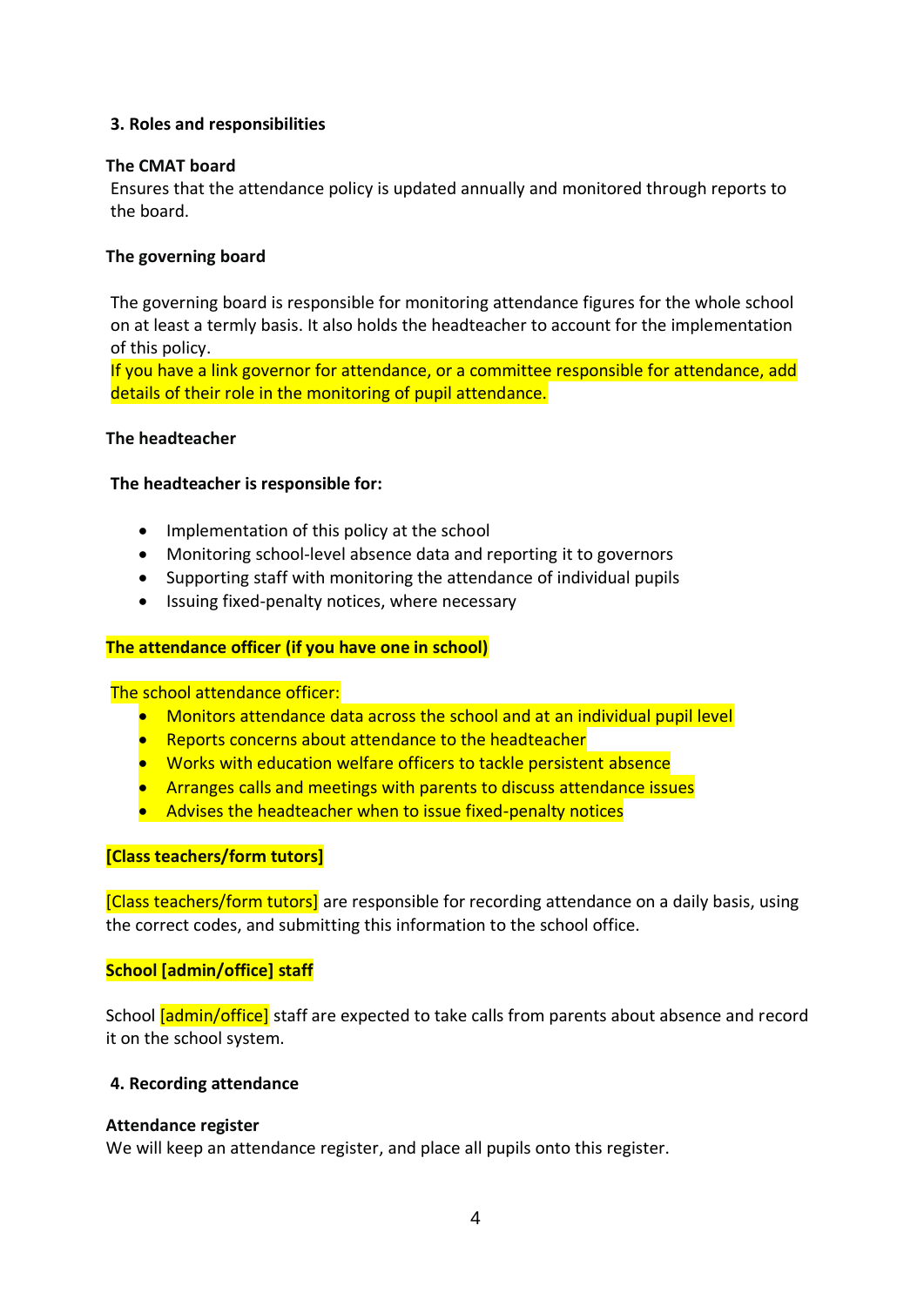## 3. Roles and responsibilities

**The CMAT board**

Ensures that the attendance policy is updated annually and monitored through reports to the board.

**The governing board**

The governing board is responsible for monitoring attendance figures for the whole school on at least a termly basis. It also holds the headteacher to account for the implementation of this policy.

If you have a link governor for attendance, or a committee responsible for attendance, add details of their role in the monitoring of pupil attendance.

**The headteacher**

**The headteacher is responsible for:**

- Implementation of this policy at the school
- Monitoring school-level absence data and reporting it to governors
- Supporting staff with monitoring the attendance of individual pupils
- Issuing fixed-penalty notices, where necessary

**The attendance officer (if you have one in school)**

The school attendance officer:

- Monitors attendance data across the school and at an individual pupil level
- Reports concerns about attendance to the headteacher
- Works with education welfare officers to tackle persistent absence
- Arranges calls and meetings with parents to discuss attendance issues
- Advises the headteacher when to issue fixed-penalty notices

**[Class teachers/form tutors]**

[Class teachers/form tutors] are responsible for recording attendance on a daily basis, using the correct codes, and submitting this information to the school office.

**School [admin/office] staff**

School [admin/office] staff are expected to take calls from parents about absence and record it on the school system.

## 4. Recording attendance

**Attendance register**

We will keep an attendance register, and place all pupils onto this register.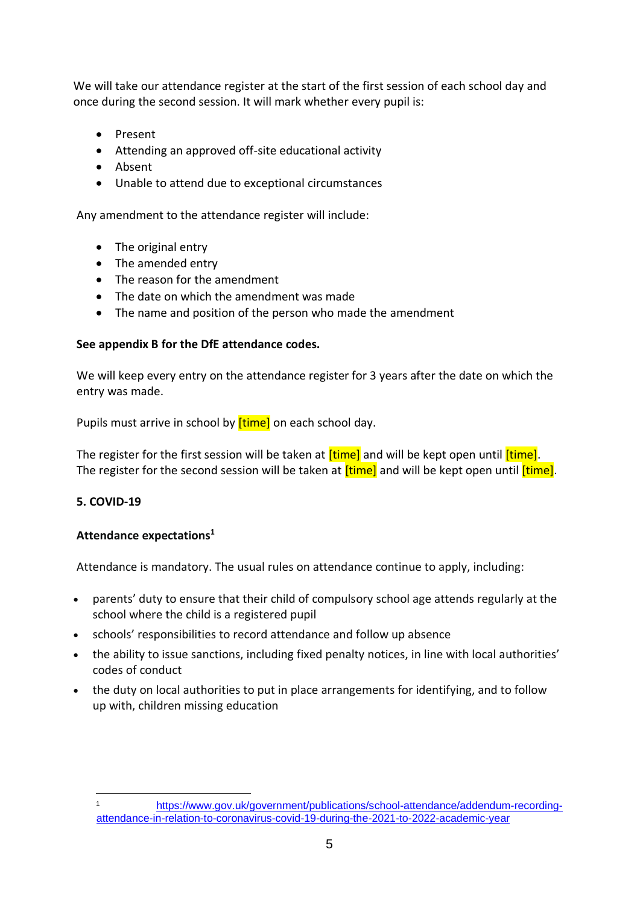We will take our attendance register at the start of the first session of each school day and once during the second session. It will mark whether every pupil is:

- Present
- Attending an approved off-site educational activity
- Absent
- Unable to attend due to exceptional circumstances

Any amendment to the attendance register will include:

- The original entry
- The amended entry
- The reason for the amendment
- The date on which the amendment was made
- The name and position of the person who made the amendment

**See appendix B for the DfE attendance codes.**

We will keep every entry on the attendance register for 3 years after the date on which the entry was made.

Pupils must arrive in school by [time] on each school day.

The register for the first session will be taken at [time] and will be kept open until [time]. The register for the second session will be taken at [time] and will be kept open until [time].

## 5. COVID-19

### Attendance expectations[1]

Attendance is mandatory. The usual rules on attendance continue to apply, including:

- parents' duty to ensure that their child of compulsory school age attends regularly at the school where the child is a registered pupil
- schools' responsibilities to record attendance and follow up absence
- the ability to issue sanctions, including fixed penalty notices, in line with local authorities' codes of conduct
- the duty on local authorities to put in place arrangements for identifying, and to follow up with, children missing education

[1] https://www.gov.uk/government/publications/school-attendance/addendum-recording-attendance-in-relation-to-coronavirus-covid-19-during-the-2021-to-2022-academic-year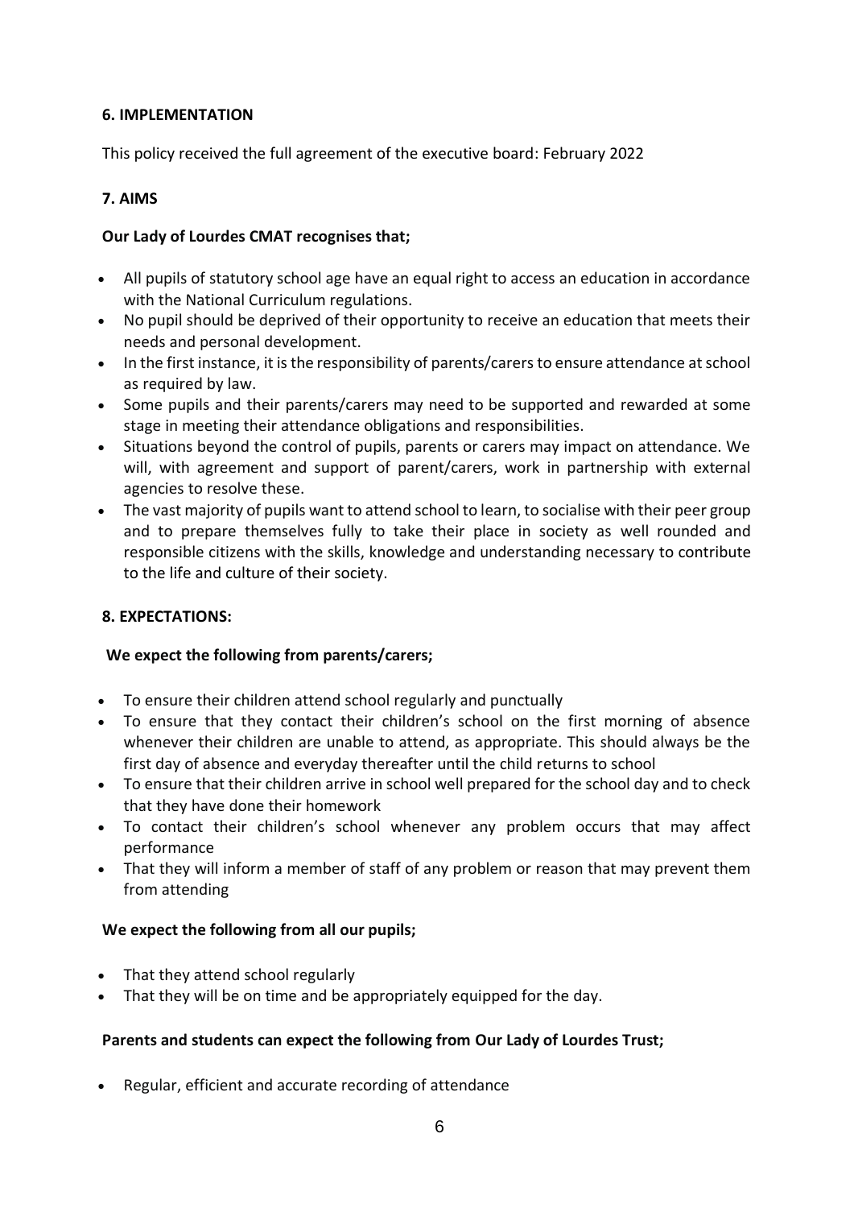## 6. IMPLEMENTATION

This policy received the full agreement of the executive board: February 2022

## 7. AIMS

**Our Lady of Lourdes CMAT recognises that;**

- All pupils of statutory school age have an equal right to access an education in accordance with the National Curriculum regulations.
- No pupil should be deprived of their opportunity to receive an education that meets their needs and personal development.
- In the first instance, it is the responsibility of parents/carers to ensure attendance at school as required by law.
- Some pupils and their parents/carers may need to be supported and rewarded at some stage in meeting their attendance obligations and responsibilities.
- Situations beyond the control of pupils, parents or carers may impact on attendance. We will, with agreement and support of parent/carers, work in partnership with external agencies to resolve these.
- The vast majority of pupils want to attend school to learn, to socialise with their peer group and to prepare themselves fully to take their place in society as well rounded and responsible citizens with the skills, knowledge and understanding necessary to contribute to the life and culture of their society.

## 8. EXPECTATIONS:

**We expect the following from parents/carers;**

- To ensure their children attend school regularly and punctually
- To ensure that they contact their children's school on the first morning of absence whenever their children are unable to attend, as appropriate. This should always be the first day of absence and everyday thereafter until the child returns to school
- To ensure that their children arrive in school well prepared for the school day and to check that they have done their homework
- To contact their children's school whenever any problem occurs that may affect performance
- That they will inform a member of staff of any problem or reason that may prevent them from attending

**We expect the following from all our pupils;**

- That they attend school regularly
- That they will be on time and be appropriately equipped for the day.

**Parents and students can expect the following from Our Lady of Lourdes Trust;**

- Regular, efficient and accurate recording of attendance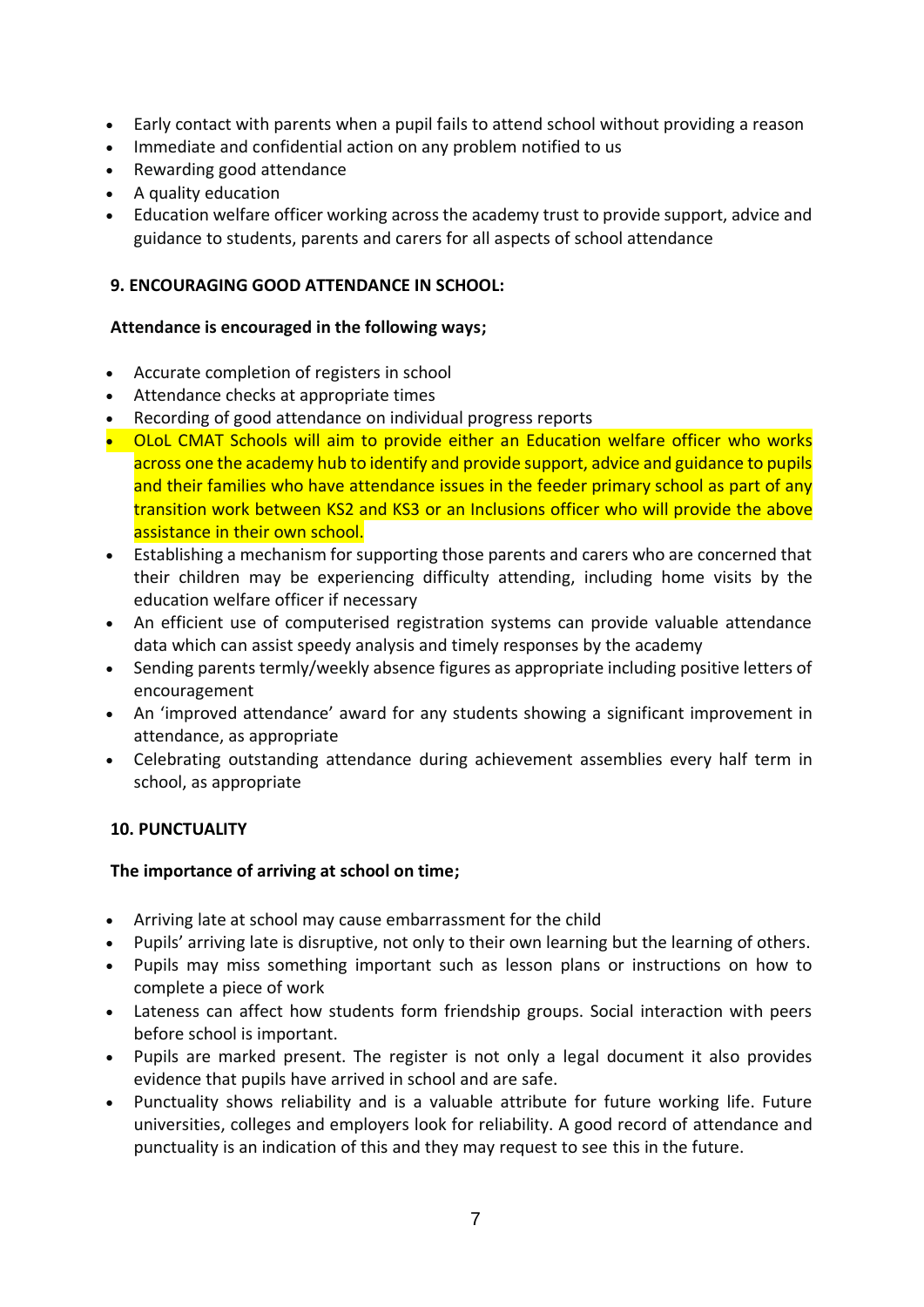- Early contact with parents when a pupil fails to attend school without providing a reason
- Immediate and confidential action on any problem notified to us
- Rewarding good attendance
- A quality education
- Education welfare officer working across the academy trust to provide support, advice and guidance to students, parents and carers for all aspects of school attendance

## 9. ENCOURAGING GOOD ATTENDANCE IN SCHOOL:

**Attendance is encouraged in the following ways;**

- Accurate completion of registers in school
- Attendance checks at appropriate times
- Recording of good attendance on individual progress reports
- OLoL CMAT Schools will aim to provide either an Education welfare officer who works across one the academy hub to identify and provide support, advice and guidance to pupils and their families who have attendance issues in the feeder primary school as part of any transition work between KS2 and KS3 or an Inclusions officer who will provide the above assistance in their own school.
- Establishing a mechanism for supporting those parents and carers who are concerned that their children may be experiencing difficulty attending, including home visits by the education welfare officer if necessary
- An efficient use of computerised registration systems can provide valuable attendance data which can assist speedy analysis and timely responses by the academy
- Sending parents termly/weekly absence figures as appropriate including positive letters of encouragement
- An 'improved attendance' award for any students showing a significant improvement in attendance, as appropriate
- Celebrating outstanding attendance during achievement assemblies every half term in school, as appropriate

## 10. PUNCTUALITY

**The importance of arriving at school on time;**

- Arriving late at school may cause embarrassment for the child
- Pupils' arriving late is disruptive, not only to their own learning but the learning of others.
- Pupils may miss something important such as lesson plans or instructions on how to complete a piece of work
- Lateness can affect how students form friendship groups. Social interaction with peers before school is important.
- Pupils are marked present. The register is not only a legal document it also provides evidence that pupils have arrived in school and are safe.
- Punctuality shows reliability and is a valuable attribute for future working life. Future universities, colleges and employers look for reliability. A good record of attendance and punctuality is an indication of this and they may request to see this in the future.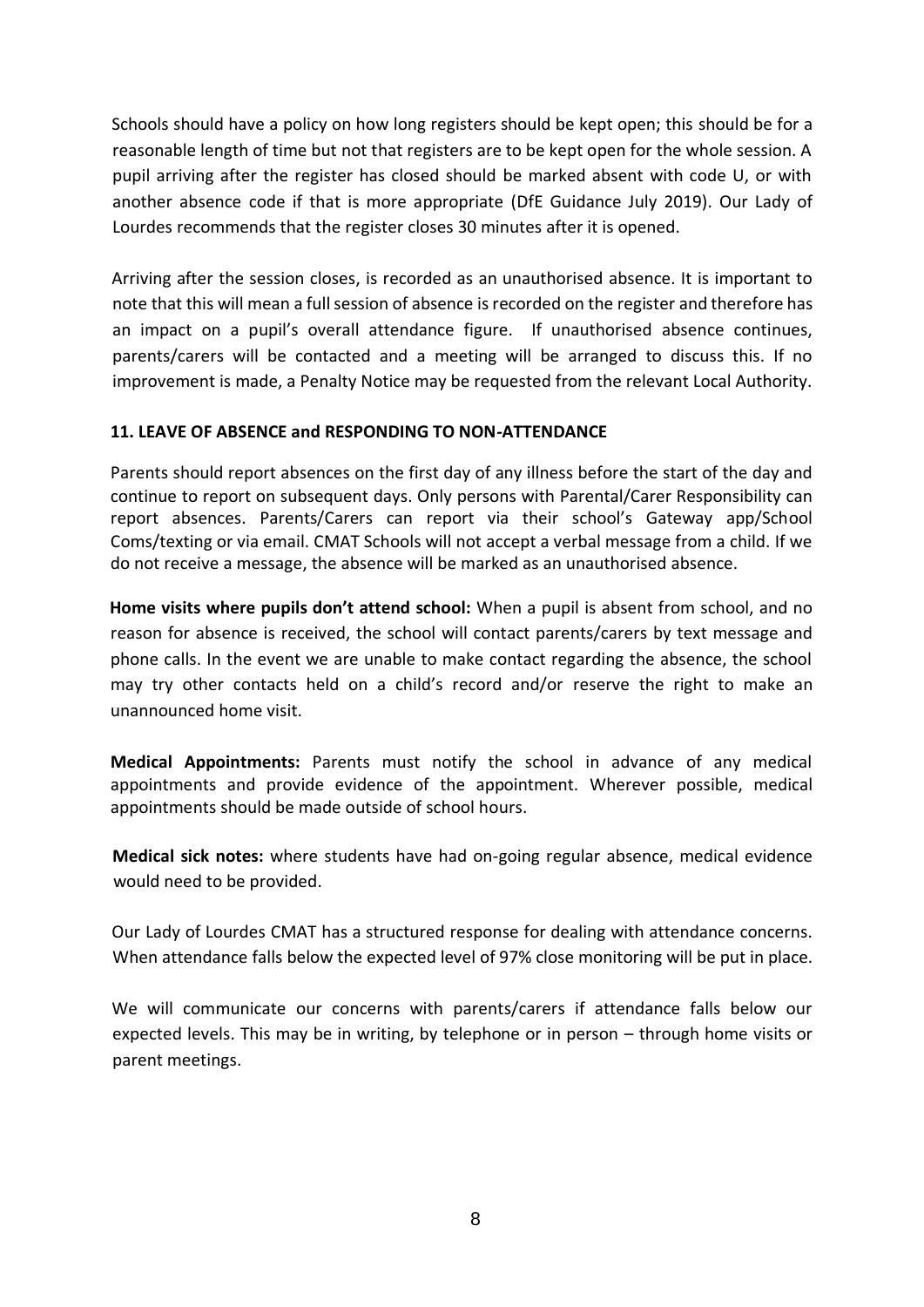Schools should have a policy on how long registers should be kept open; this should be for a reasonable length of time but not that registers are to be kept open for the whole session. A pupil arriving after the register has closed should be marked absent with code U, or with another absence code if that is more appropriate (DfE Guidance July 2019). Our Lady of Lourdes recommends that the register closes 30 minutes after it is opened.

Arriving after the session closes, is recorded as an unauthorised absence. It is important to note that this will mean a full session of absence is recorded on the register and therefore has an impact on a pupil's overall attendance figure. If unauthorised absence continues, parents/carers will be contacted and a meeting will be arranged to discuss this. If no improvement is made, a Penalty Notice may be requested from the relevant Local Authority.

**11. LEAVE OF ABSENCE and RESPONDING TO NON-ATTENDANCE**

Parents should report absences on the first day of any illness before the start of the day and continue to report on subsequent days. Only persons with Parental/Carer Responsibility can report absences. Parents/Carers can report via their school's Gateway app/School Coms/texting or via email. CMAT Schools will not accept a verbal message from a child. If we do not receive a message, the absence will be marked as an unauthorised absence.

**Home visits where pupils don't attend school:** When a pupil is absent from school, and no reason for absence is received, the school will contact parents/carers by text message and phone calls. In the event we are unable to make contact regarding the absence, the school may try other contacts held on a child's record and/or reserve the right to make an unannounced home visit.

**Medical Appointments:** Parents must notify the school in advance of any medical appointments and provide evidence of the appointment. Wherever possible, medical appointments should be made outside of school hours.

**Medical sick notes:** where students have had on-going regular absence, medical evidence would need to be provided.

Our Lady of Lourdes CMAT has a structured response for dealing with attendance concerns. When attendance falls below the expected level of 97% close monitoring will be put in place.

We will communicate our concerns with parents/carers if attendance falls below our expected levels. This may be in writing, by telephone or in person – through home visits or parent meetings.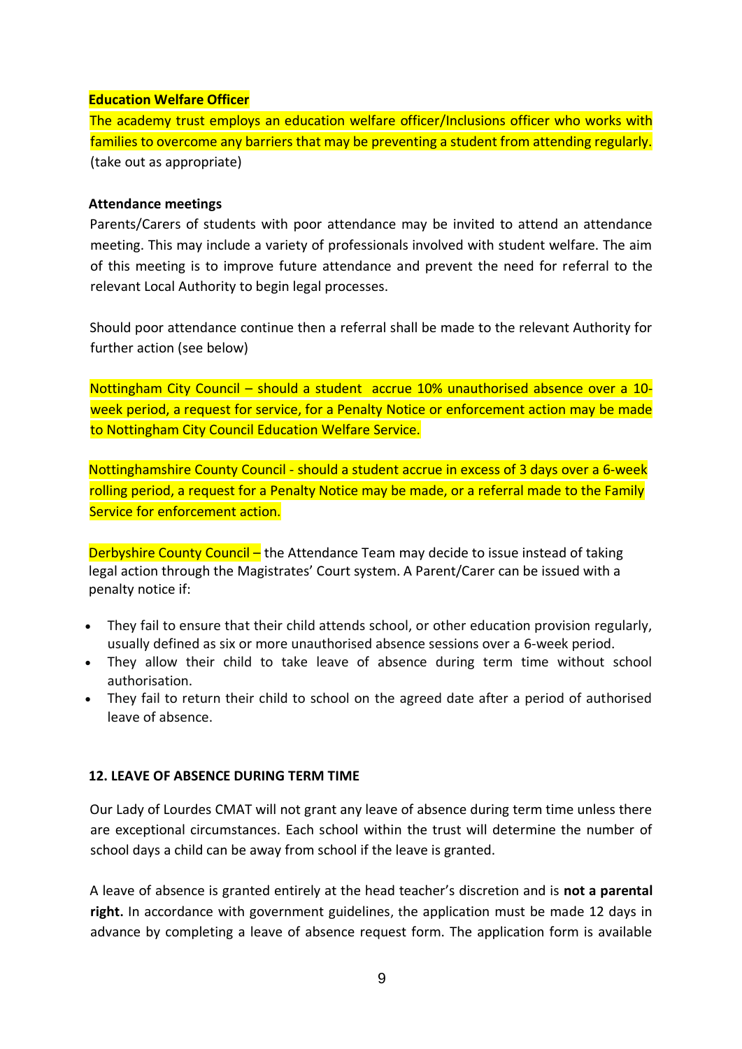**Education Welfare Officer**

The academy trust employs an education welfare officer/Inclusions officer who works with families to overcome any barriers that may be preventing a student from attending regularly. (take out as appropriate)

**Attendance meetings**

Parents/Carers of students with poor attendance may be invited to attend an attendance meeting. This may include a variety of professionals involved with student welfare. The aim of this meeting is to improve future attendance and prevent the need for referral to the relevant Local Authority to begin legal processes.

Should poor attendance continue then a referral shall be made to the relevant Authority for further action (see below)

Nottingham City Council – should a student accrue 10% unauthorised absence over a 10-week period, a request for service, for a Penalty Notice or enforcement action may be made to Nottingham City Council Education Welfare Service.

Nottinghamshire County Council - should a student accrue in excess of 3 days over a 6-week rolling period, a request for a Penalty Notice may be made, or a referral made to the Family Service for enforcement action.

Derbyshire County Council – the Attendance Team may decide to issue instead of taking legal action through the Magistrates' Court system. A Parent/Carer can be issued with a penalty notice if:

- They fail to ensure that their child attends school, or other education provision regularly, usually defined as six or more unauthorised absence sessions over a 6-week period.
- They allow their child to take leave of absence during term time without school authorisation.
- They fail to return their child to school on the agreed date after a period of authorised leave of absence.

**12. LEAVE OF ABSENCE DURING TERM TIME**

Our Lady of Lourdes CMAT will not grant any leave of absence during term time unless there are exceptional circumstances. Each school within the trust will determine the number of school days a child can be away from school if the leave is granted.

A leave of absence is granted entirely at the head teacher's discretion and is **not a parental right.** In accordance with government guidelines, the application must be made 12 days in advance by completing a leave of absence request form. The application form is available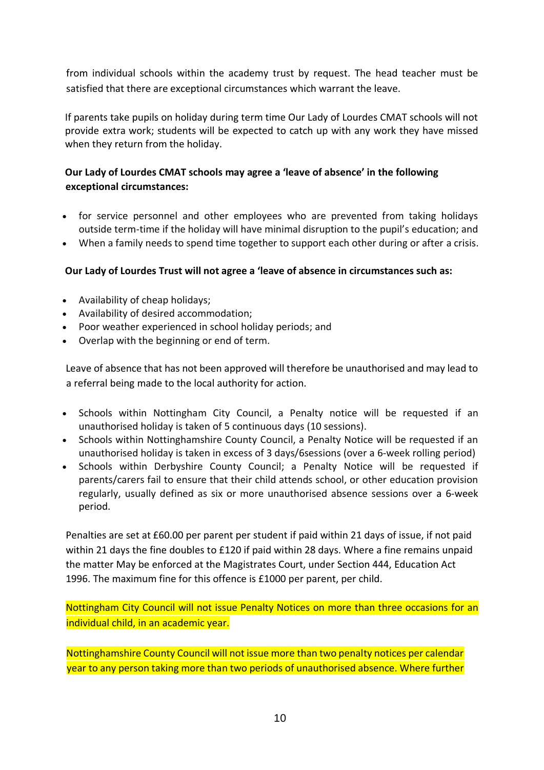from individual schools within the academy trust by request. The head teacher must be satisfied that there are exceptional circumstances which warrant the leave.

If parents take pupils on holiday during term time Our Lady of Lourdes CMAT schools will not provide extra work; students will be expected to catch up with any work they have missed when they return from the holiday.

**Our Lady of Lourdes CMAT schools may agree a 'leave of absence' in the following exceptional circumstances:**

- for service personnel and other employees who are prevented from taking holidays outside term-time if the holiday will have minimal disruption to the pupil's education; and
- When a family needs to spend time together to support each other during or after a crisis.

**Our Lady of Lourdes Trust will not agree a 'leave of absence in circumstances such as:**

- Availability of cheap holidays;
- Availability of desired accommodation;
- Poor weather experienced in school holiday periods; and
- Overlap with the beginning or end of term.

Leave of absence that has not been approved will therefore be unauthorised and may lead to a referral being made to the local authority for action.

- Schools within Nottingham City Council, a Penalty notice will be requested if an unauthorised holiday is taken of 5 continuous days (10 sessions).
- Schools within Nottinghamshire County Council, a Penalty Notice will be requested if an unauthorised holiday is taken in excess of 3 days/6sessions (over a 6-week rolling period)
- Schools within Derbyshire County Council; a Penalty Notice will be requested if parents/carers fail to ensure that their child attends school, or other education provision regularly, usually defined as six or more unauthorised absence sessions over a 6-week period.

Penalties are set at £60.00 per parent per student if paid within 21 days of issue, if not paid within 21 days the fine doubles to £120 if paid within 28 days. Where a fine remains unpaid the matter May be enforced at the Magistrates Court, under Section 444, Education Act 1996. The maximum fine for this offence is £1000 per parent, per child.

Nottingham City Council will not issue Penalty Notices on more than three occasions for an individual child, in an academic year.

Nottinghamshire County Council will not issue more than two penalty notices per calendar year to any person taking more than two periods of unauthorised absence. Where further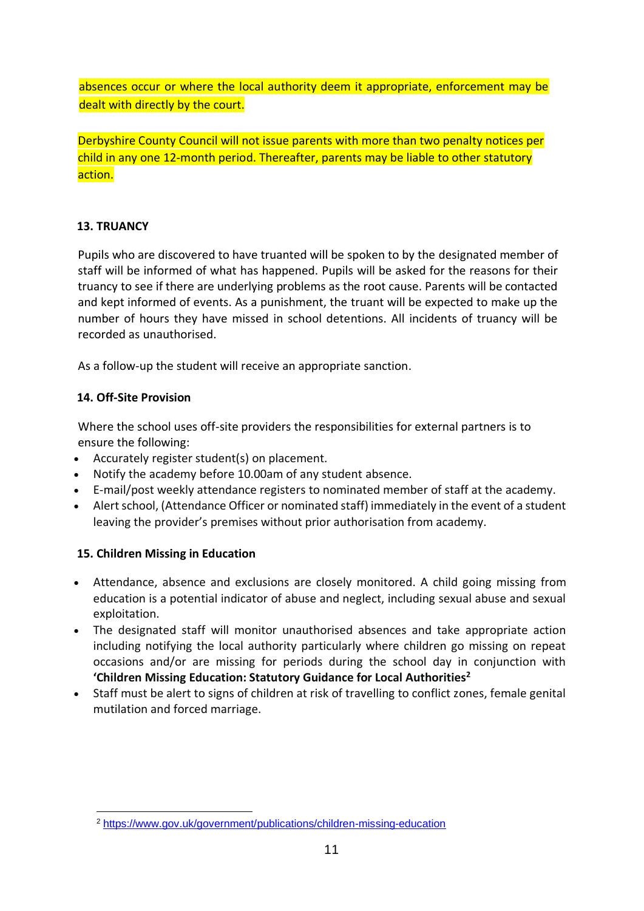absences occur or where the local authority deem it appropriate, enforcement may be dealt with directly by the court.

Derbyshire County Council will not issue parents with more than two penalty notices per child in any one 12-month period. Thereafter, parents may be liable to other statutory action.

**13. TRUANCY**

Pupils who are discovered to have truanted will be spoken to by the designated member of staff will be informed of what has happened. Pupils will be asked for the reasons for their truancy to see if there are underlying problems as the root cause. Parents will be contacted and kept informed of events. As a punishment, the truant will be expected to make up the number of hours they have missed in school detentions. All incidents of truancy will be recorded as unauthorised.

As a follow-up the student will receive an appropriate sanction.

**14. Off-Site Provision**

Where the school uses off-site providers the responsibilities for external partners is to ensure the following:

- Accurately register student(s) on placement.
- Notify the academy before 10.00am of any student absence.
- E-mail/post weekly attendance registers to nominated member of staff at the academy.
- Alert school, (Attendance Officer or nominated staff) immediately in the event of a student leaving the provider's premises without prior authorisation from academy.

**15. Children Missing in Education**

- Attendance, absence and exclusions are closely monitored. A child going missing from education is a potential indicator of abuse and neglect, including sexual abuse and sexual exploitation.
- The designated staff will monitor unauthorised absences and take appropriate action including notifying the local authority particularly where children go missing on repeat occasions and/or are missing for periods during the school day in conjunction with **'Children Missing Education: Statutory Guidance for Local Authorities**[2]
- Staff must be alert to signs of children at risk of travelling to conflict zones, female genital mutilation and forced marriage.

[2] https://www.gov.uk/government/publications/children-missing-education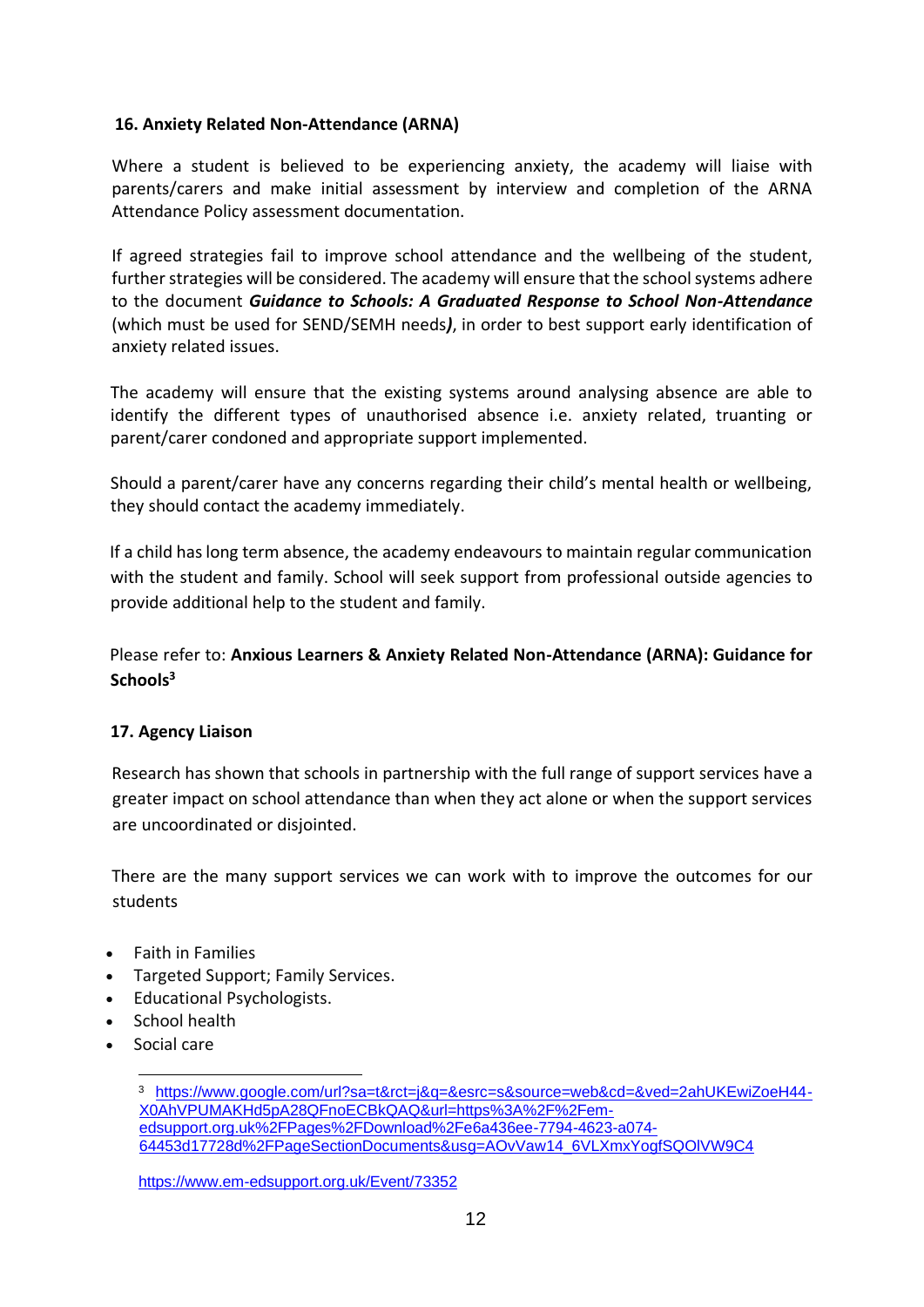## 16. Anxiety Related Non-Attendance (ARNA)

Where a student is believed to be experiencing anxiety, the academy will liaise with parents/carers and make initial assessment by interview and completion of the ARNA Attendance Policy assessment documentation.

If agreed strategies fail to improve school attendance and the wellbeing of the student, further strategies will be considered. The academy will ensure that the school systems adhere to the document ***Guidance to Schools: A Graduated Response to School Non-Attendance*** (which must be used for SEND/SEMH needs***)***, in order to best support early identification of anxiety related issues.

The academy will ensure that the existing systems around analysing absence are able to identify the different types of unauthorised absence i.e. anxiety related, truanting or parent/carer condoned and appropriate support implemented.

Should a parent/carer have any concerns regarding their child's mental health or wellbeing, they should contact the academy immediately.

If a child has long term absence, the academy endeavours to maintain regular communication with the student and family. School will seek support from professional outside agencies to provide additional help to the student and family.

Please refer to: **Anxious Learners & Anxiety Related Non-Attendance (ARNA): Guidance for Schools**[3]

## 17. Agency Liaison

Research has shown that schools in partnership with the full range of support services have a greater impact on school attendance than when they act alone or when the support services are uncoordinated or disjointed.

There are the many support services we can work with to improve the outcomes for our students

- Faith in Families
- Targeted Support; Family Services.
- Educational Psychologists.
- School health
- Social care

[3] https://www.google.com/url?sa=t&rct=j&q=&esrc=s&source=web&cd=&ved=2ahUKEwiZoeH44-X0AhVPUMAKHd5pA28QFnoECBkQAQ&url=https%3A%2F%2Fem-edsupport.org.uk%2FPages%2FDownload%2Fe6a436ee-7794-4623-a074-64453d17728d%2FPageSectionDocuments&usg=AOvVaw14_6VLXmxYogfSQOlVW9C4

https://www.em-edsupport.org.uk/Event/73352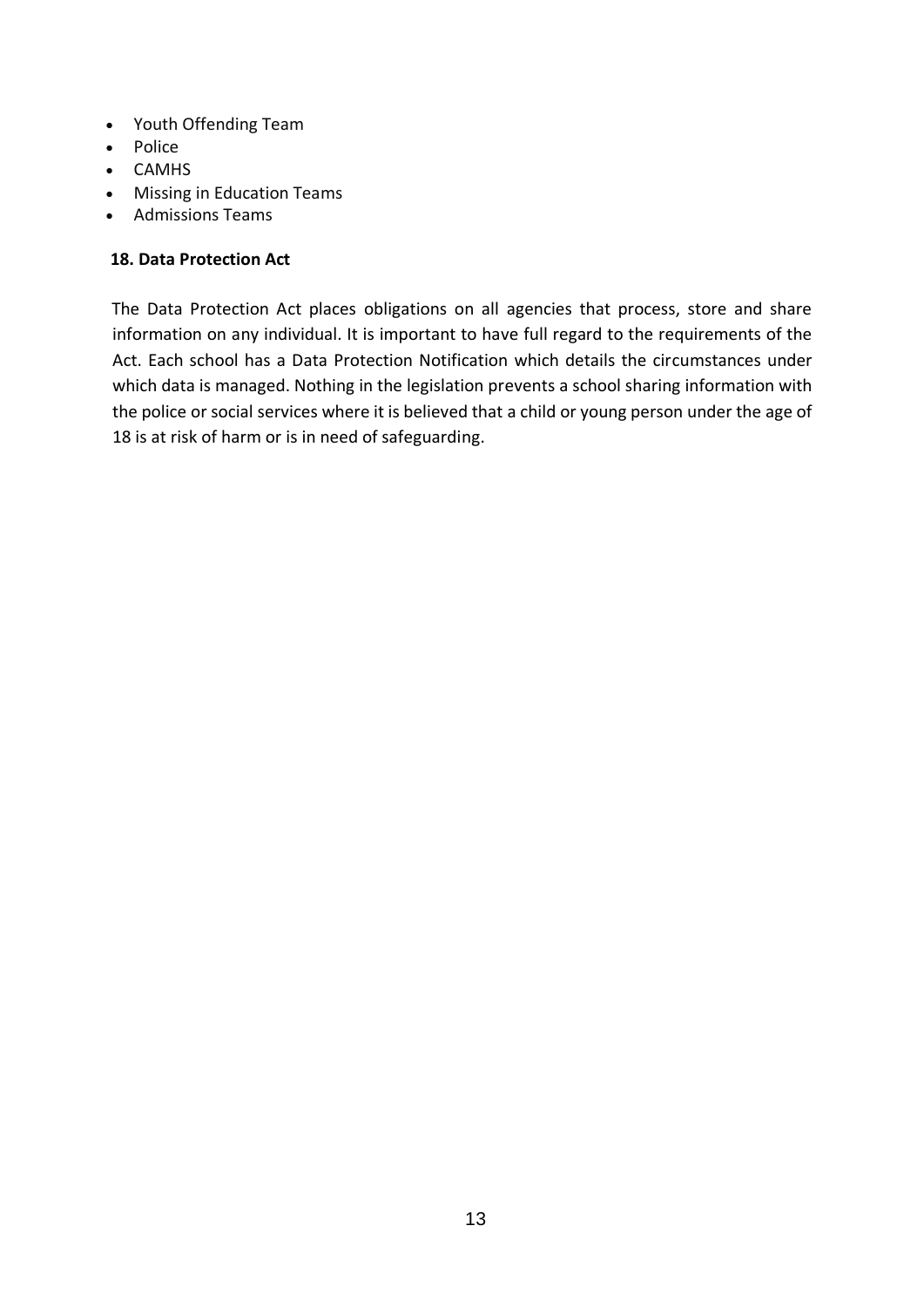- Youth Offending Team
- Police
- CAMHS
- Missing in Education Teams
- Admissions Teams

**18. Data Protection Act**

The Data Protection Act places obligations on all agencies that process, store and share information on any individual. It is important to have full regard to the requirements of the Act. Each school has a Data Protection Notification which details the circumstances under which data is managed. Nothing in the legislation prevents a school sharing information with the police or social services where it is believed that a child or young person under the age of 18 is at risk of harm or is in need of safeguarding.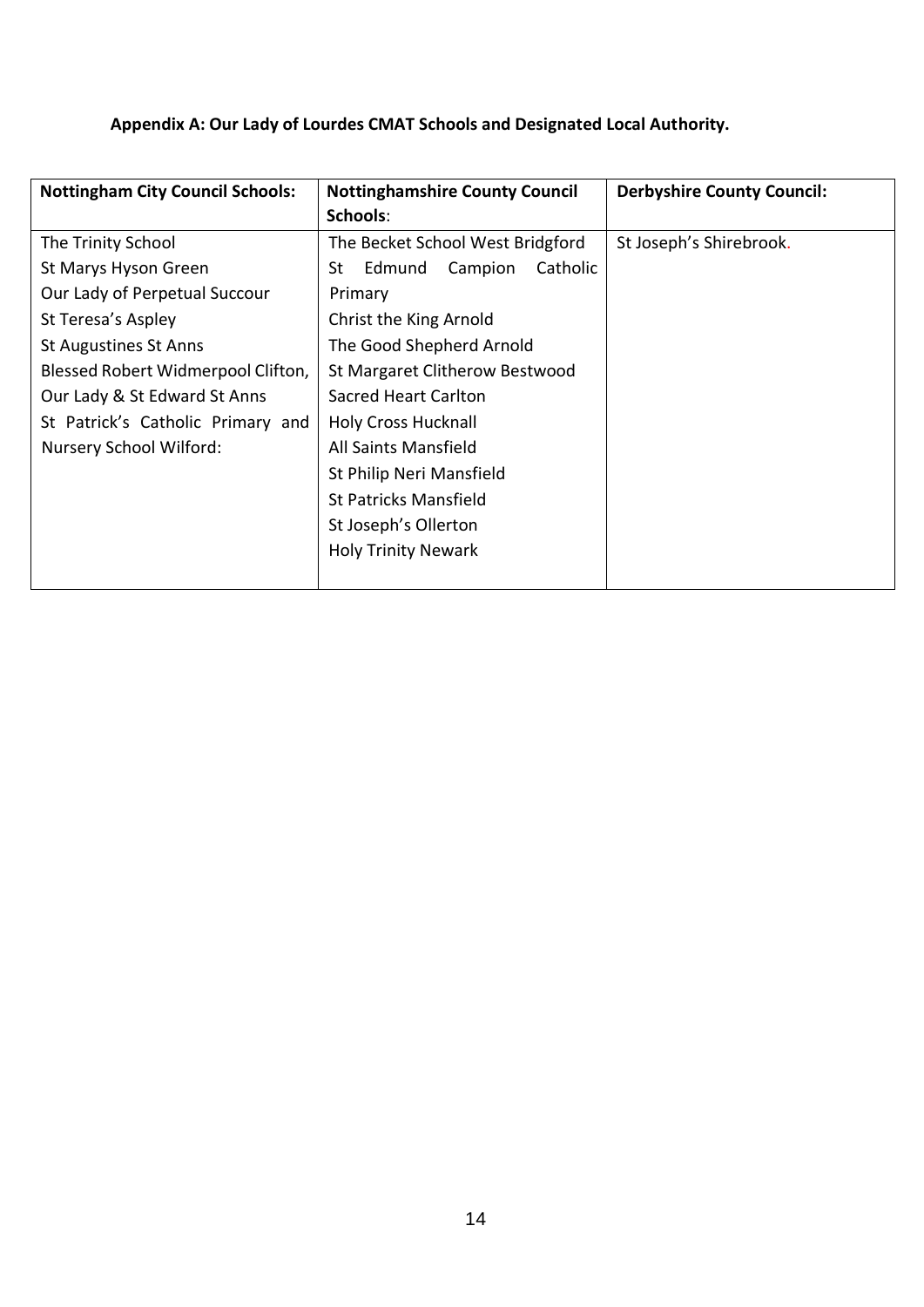**Appendix A: Our Lady of Lourdes CMAT Schools and Designated Local Authority.**

| Nottingham City Council Schools: | Nottinghamshire County Council Schools: | Derbyshire County Council: |
|---|---|---|
| The Trinity School<br>St Marys Hyson Green<br>Our Lady of Perpetual Succour<br>St Teresa's Aspley<br>St Augustines St Anns<br>Blessed Robert Widmerpool Clifton,<br>Our Lady & St Edward St Anns<br>St Patrick's Catholic Primary and Nursery School Wilford: | The Becket School West Bridgford<br>St Edmund Campion Catholic Primary<br>Christ the King Arnold<br>The Good Shepherd Arnold<br>St Margaret Clitherow Bestwood<br>Sacred Heart Carlton<br>Holy Cross Hucknall<br>All Saints Mansfield<br>St Philip Neri Mansfield<br>St Patricks Mansfield<br>St Joseph's Ollerton<br>Holy Trinity Newark | St Joseph's Shirebrook. |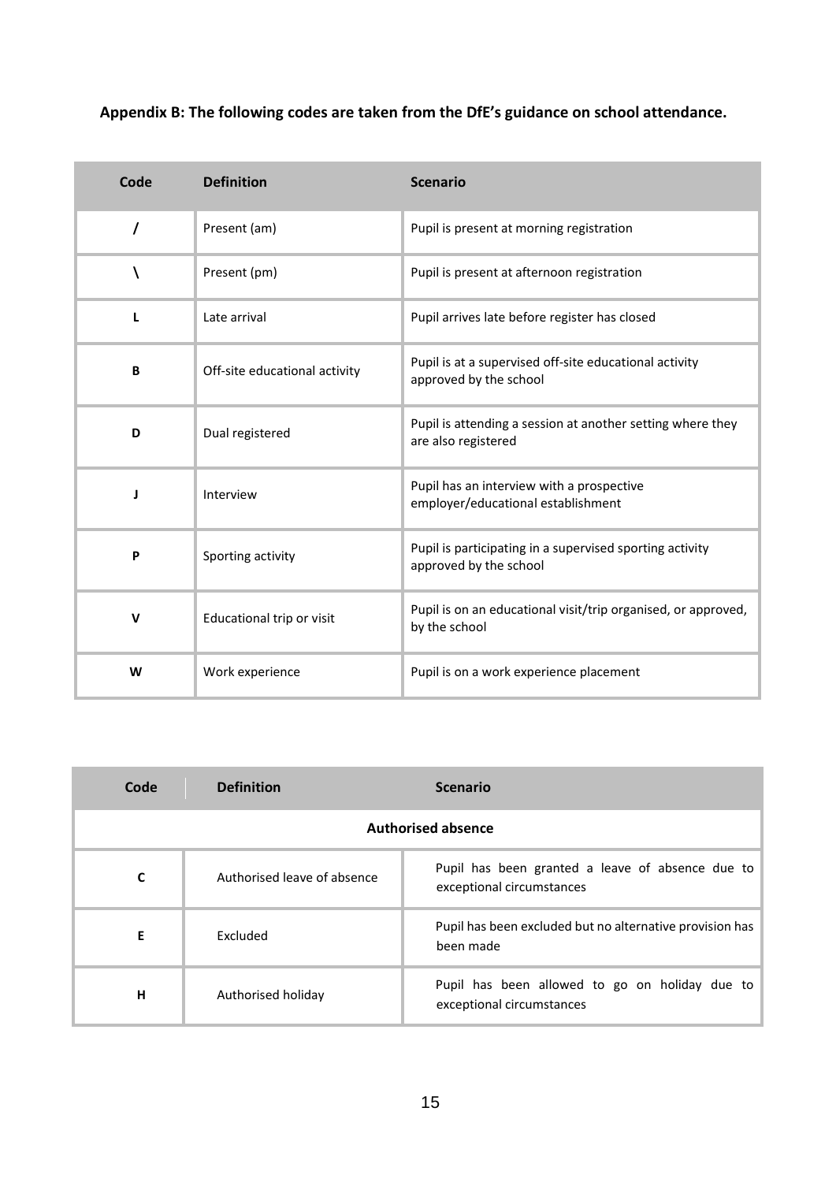**Appendix B: The following codes are taken from the DfE's guidance on school attendance.**

| Code | Definition | Scenario |
|---|---|---|
| / | Present (am) | Pupil is present at morning registration |
| \ | Present (pm) | Pupil is present at afternoon registration |
| L | Late arrival | Pupil arrives late before register has closed |
| B | Off-site educational activity | Pupil is at a supervised off-site educational activity approved by the school |
| D | Dual registered | Pupil is attending a session at another setting where they are also registered |
| J | Interview | Pupil has an interview with a prospective employer/educational establishment |
| P | Sporting activity | Pupil is participating in a supervised sporting activity approved by the school |
| V | Educational trip or visit | Pupil is on an educational visit/trip organised, or approved, by the school |
| W | Work experience | Pupil is on a work experience placement |

| Code | Definition | Scenario |
|---|---|---|
| **Authorised absence** | | |
| C | Authorised leave of absence | Pupil has been granted a leave of absence due to exceptional circumstances |
| E | Excluded | Pupil has been excluded but no alternative provision has been made |
| H | Authorised holiday | Pupil has been allowed to go on holiday due to exceptional circumstances |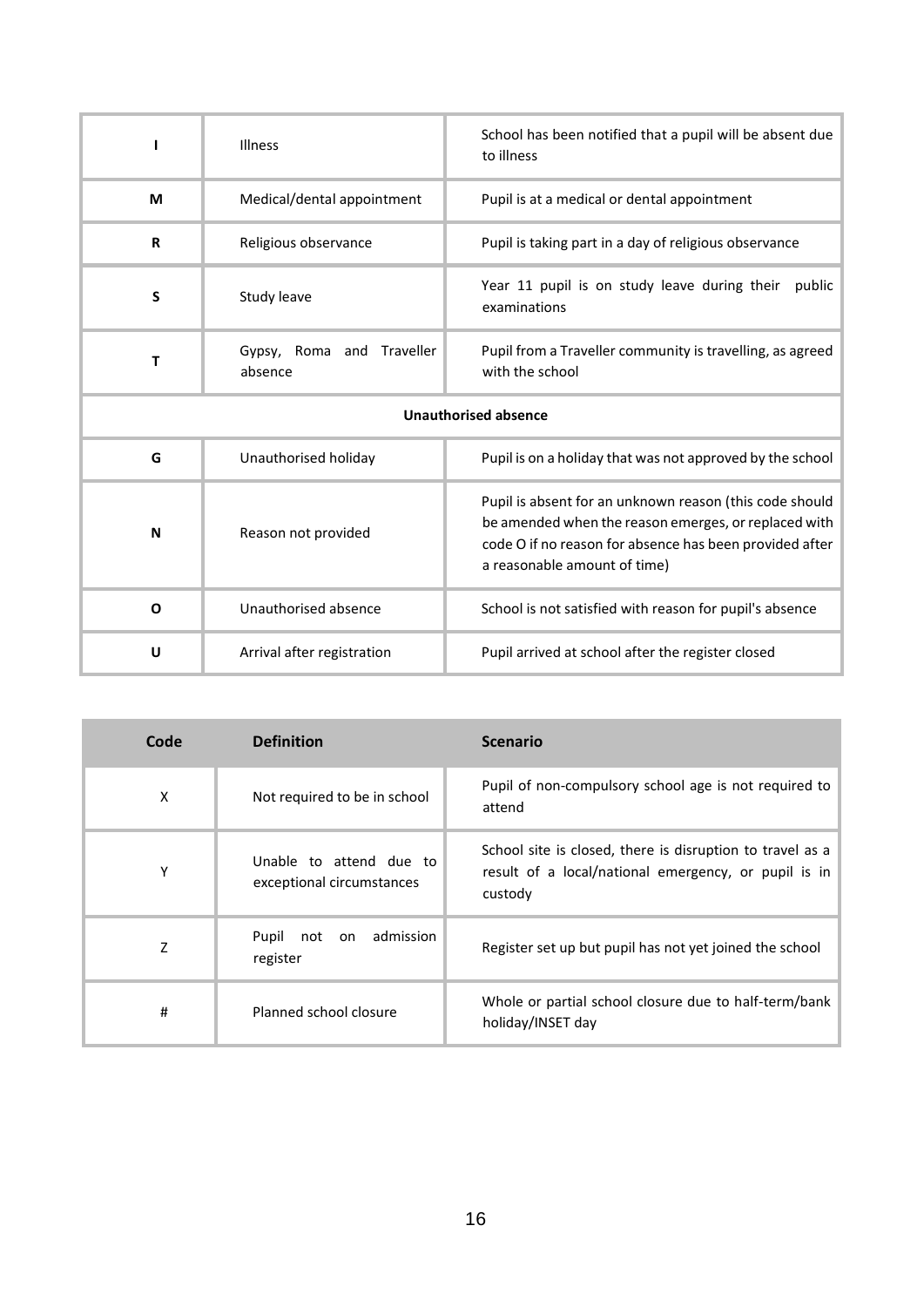| | | |
|---|---|---|
| **I** | Illness | School has been notified that a pupil will be absent due to illness |
| **M** | Medical/dental appointment | Pupil is at a medical or dental appointment |
| **R** | Religious observance | Pupil is taking part in a day of religious observance |
| **S** | Study leave | Year 11 pupil is on study leave during their public examinations |
| **T** | Gypsy, Roma and Traveller absence | Pupil from a Traveller community is travelling, as agreed with the school |
| **Unauthorised absence** | | |
| **G** | Unauthorised holiday | Pupil is on a holiday that was not approved by the school |
| **N** | Reason not provided | Pupil is absent for an unknown reason (this code should be amended when the reason emerges, or replaced with code O if no reason for absence has been provided after a reasonable amount of time) |
| **O** | Unauthorised absence | School is not satisfied with reason for pupil's absence |
| **U** | Arrival after registration | Pupil arrived at school after the register closed |

| Code | Definition | Scenario |
|---|---|---|
| X | Not required to be in school | Pupil of non-compulsory school age is not required to attend |
| Y | Unable to attend due to exceptional circumstances | School site is closed, there is disruption to travel as a result of a local/national emergency, or pupil is in custody |
| Z | Pupil not on admission register | Register set up but pupil has not yet joined the school |
| # | Planned school closure | Whole or partial school closure due to half-term/bank holiday/INSET day |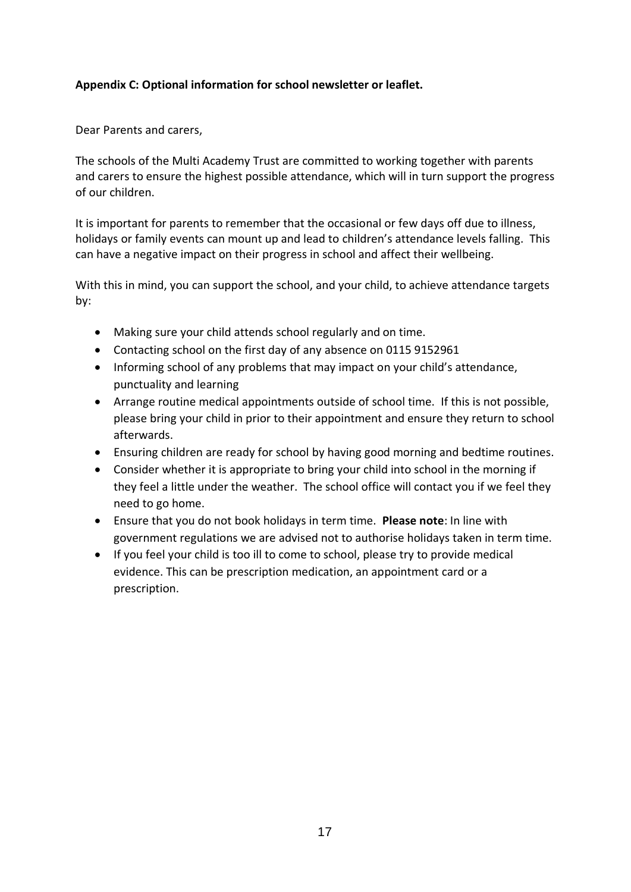**Appendix C: Optional information for school newsletter or leaflet.**

Dear Parents and carers,

The schools of the Multi Academy Trust are committed to working together with parents and carers to ensure the highest possible attendance, which will in turn support the progress of our children.

It is important for parents to remember that the occasional or few days off due to illness, holidays or family events can mount up and lead to children's attendance levels falling. This can have a negative impact on their progress in school and affect their wellbeing.

With this in mind, you can support the school, and your child, to achieve attendance targets by:

- Making sure your child attends school regularly and on time.
- Contacting school on the first day of any absence on 0115 9152961
- Informing school of any problems that may impact on your child's attendance, punctuality and learning
- Arrange routine medical appointments outside of school time. If this is not possible, please bring your child in prior to their appointment and ensure they return to school afterwards.
- Ensuring children are ready for school by having good morning and bedtime routines.
- Consider whether it is appropriate to bring your child into school in the morning if they feel a little under the weather. The school office will contact you if we feel they need to go home.
- Ensure that you do not book holidays in term time. **Please note**: In line with government regulations we are advised not to authorise holidays taken in term time.
- If you feel your child is too ill to come to school, please try to provide medical evidence. This can be prescription medication, an appointment card or a prescription.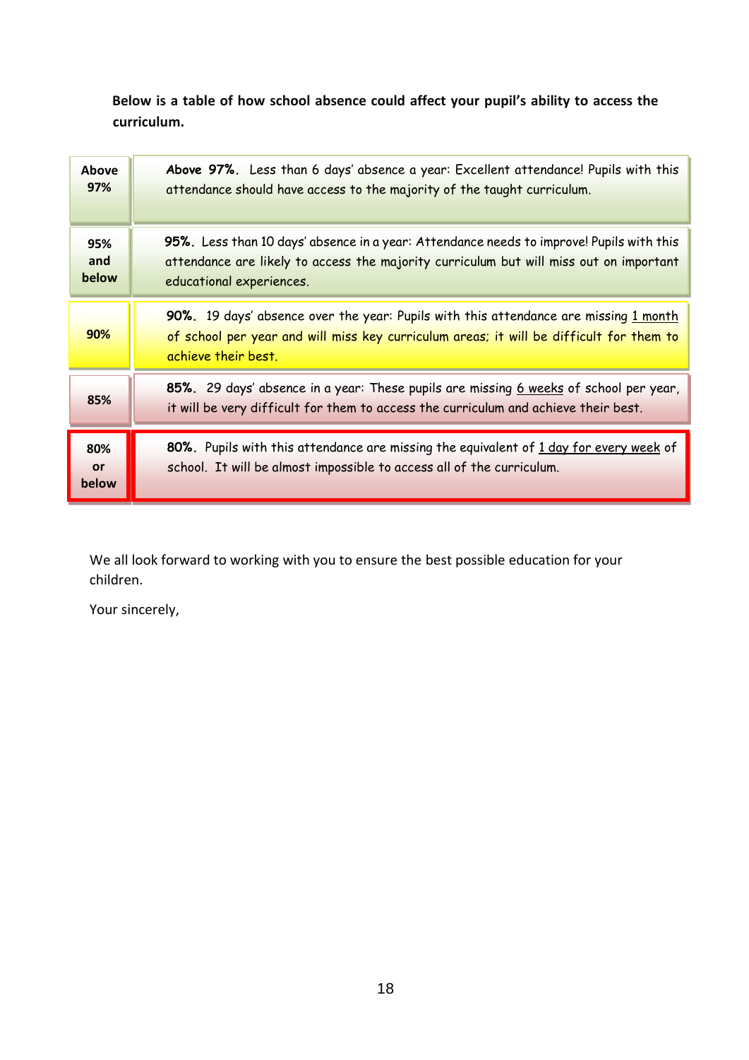**Below is a table of how school absence could affect your pupil's ability to access the curriculum.**

| | |
|---|---|
| **Above 97%** | **Above 97%.** Less than 6 days' absence a year: Excellent attendance! Pupils with this attendance should have access to the majority of the taught curriculum. |
| **95% and below** | **95%.** Less than 10 days' absence in a year: Attendance needs to improve! Pupils with this attendance are likely to access the majority curriculum but will miss out on important educational experiences. |
| **90%** | **90%.** 19 days' absence over the year: Pupils with this attendance are missing 1 month of school per year and will miss key curriculum areas; it will be difficult for them to achieve their best. |
| **85%** | **85%.** 29 days' absence in a year: These pupils are missing 6 weeks of school per year, it will be very difficult for them to access the curriculum and achieve their best. |
| **80% or below** | **80%.** Pupils with this attendance are missing the equivalent of 1 day for every week of school. It will be almost impossible to access all of the curriculum. |

We all look forward to working with you to ensure the best possible education for your children.

Your sincerely,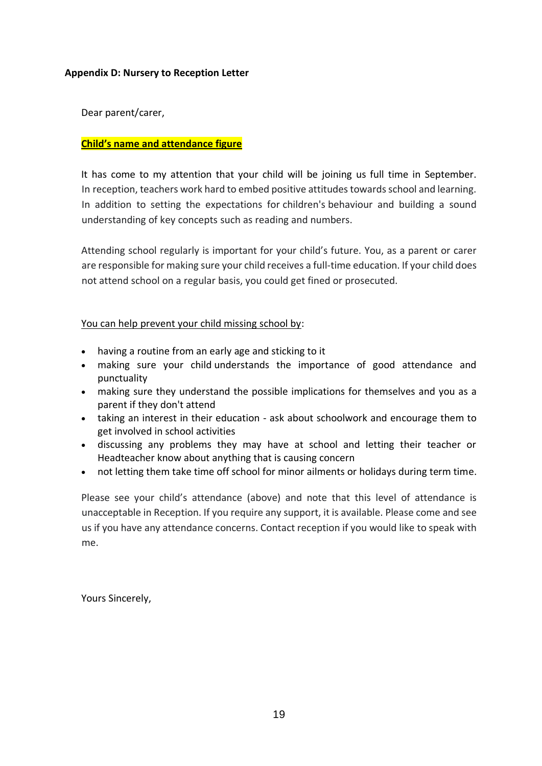**Appendix D: Nursery to Reception Letter**

Dear parent/carer,

**Child's name and attendance figure**

It has come to my attention that your child will be joining us full time in September. In reception, teachers work hard to embed positive attitudes towards school and learning. In addition to setting the expectations for children's behaviour and building a sound understanding of key concepts such as reading and numbers.

Attending school regularly is important for your child's future. You, as a parent or carer are responsible for making sure your child receives a full-time education. If your child does not attend school on a regular basis, you could get fined or prosecuted.

You can help prevent your child missing school by:

- having a routine from an early age and sticking to it
- making sure your child understands the importance of good attendance and punctuality
- making sure they understand the possible implications for themselves and you as a parent if they don't attend
- taking an interest in their education - ask about schoolwork and encourage them to get involved in school activities
- discussing any problems they may have at school and letting their teacher or Headteacher know about anything that is causing concern
- not letting them take time off school for minor ailments or holidays during term time.

Please see your child's attendance (above) and note that this level of attendance is unacceptable in Reception. If you require any support, it is available. Please come and see us if you have any attendance concerns. Contact reception if you would like to speak with me.

Yours Sincerely,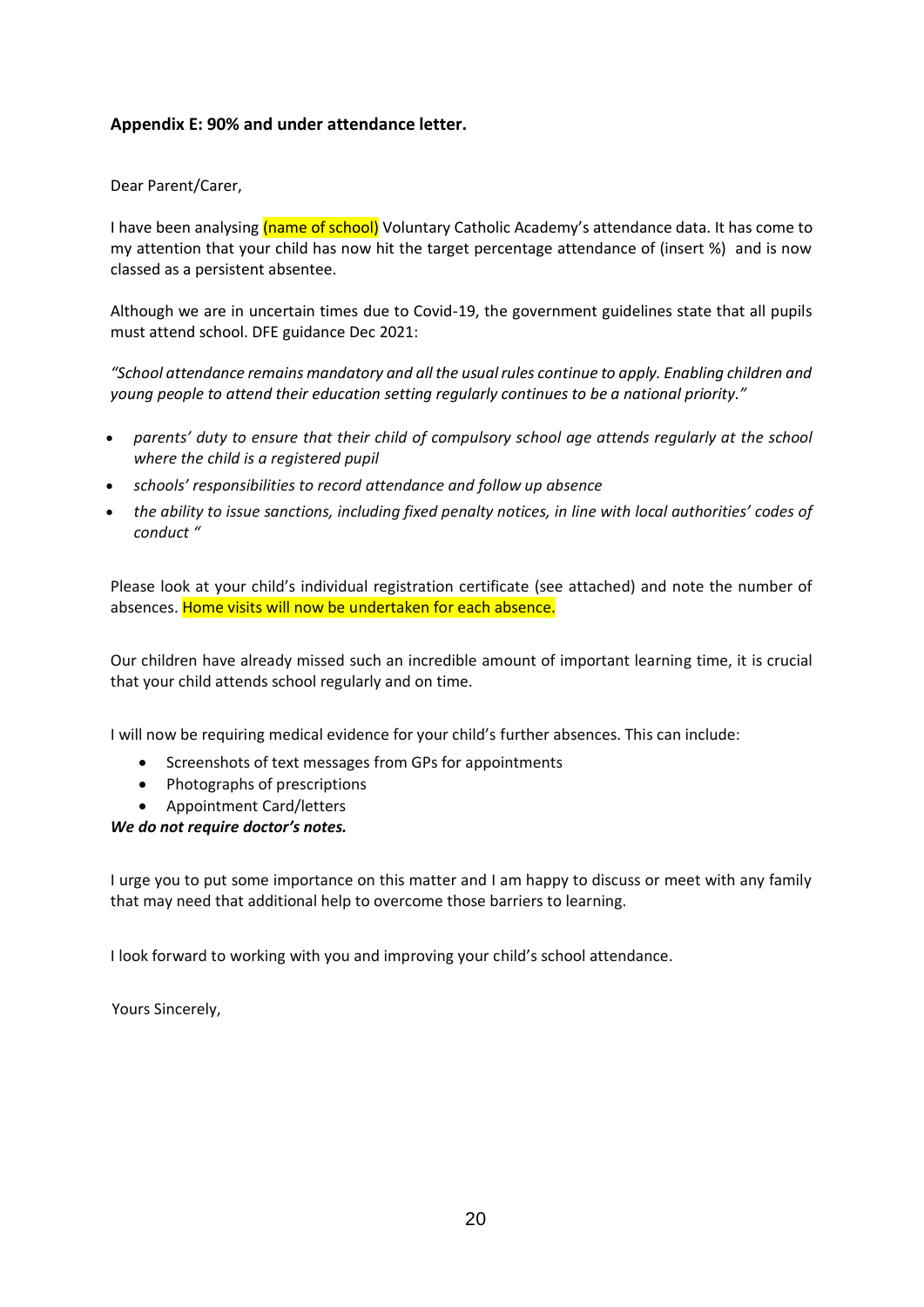### **Appendix E: 90% and under attendance letter.**

Dear Parent/Carer,

I have been analysing (name of school) Voluntary Catholic Academy's attendance data. It has come to my attention that your child has now hit the target percentage attendance of (insert %) and is now classed as a persistent absentee.

Although we are in uncertain times due to Covid-19, the government guidelines state that all pupils must attend school. DFE guidance Dec 2021:

*"School attendance remains mandatory and all the usual rules continue to apply. Enabling children and young people to attend their education setting regularly continues to be a national priority."*

- *parents' duty to ensure that their child of compulsory school age attends regularly at the school where the child is a registered pupil*
- *schools' responsibilities to record attendance and follow up absence*
- *the ability to issue sanctions, including fixed penalty notices, in line with local authorities' codes of conduct "*

Please look at your child's individual registration certificate (see attached) and note the number of absences. Home visits will now be undertaken for each absence.

Our children have already missed such an incredible amount of important learning time, it is crucial that your child attends school regularly and on time.

I will now be requiring medical evidence for your child's further absences. This can include:

- Screenshots of text messages from GPs for appointments
- Photographs of prescriptions
- Appointment Card/letters

***We do not require doctor's notes.***

I urge you to put some importance on this matter and I am happy to discuss or meet with any family that may need that additional help to overcome those barriers to learning.

I look forward to working with you and improving your child's school attendance.

Yours Sincerely,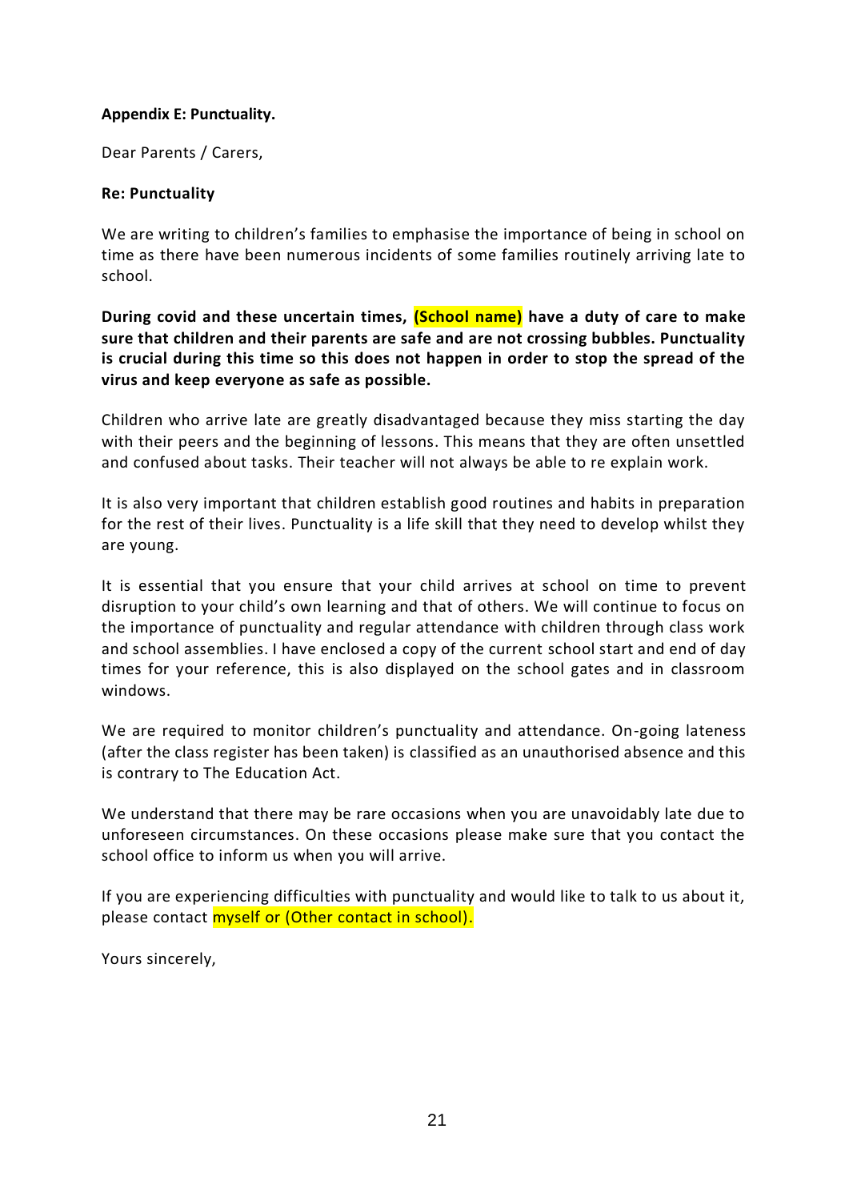**Appendix E: Punctuality.**

Dear Parents / Carers,

**Re: Punctuality**

We are writing to children's families to emphasise the importance of being in school on time as there have been numerous incidents of some families routinely arriving late to school.

**During covid and these uncertain times, (School name) have a duty of care to make sure that children and their parents are safe and are not crossing bubbles. Punctuality is crucial during this time so this does not happen in order to stop the spread of the virus and keep everyone as safe as possible.**

Children who arrive late are greatly disadvantaged because they miss starting the day with their peers and the beginning of lessons. This means that they are often unsettled and confused about tasks. Their teacher will not always be able to re explain work.

It is also very important that children establish good routines and habits in preparation for the rest of their lives. Punctuality is a life skill that they need to develop whilst they are young.

It is essential that you ensure that your child arrives at school on time to prevent disruption to your child's own learning and that of others. We will continue to focus on the importance of punctuality and regular attendance with children through class work and school assemblies. I have enclosed a copy of the current school start and end of day times for your reference, this is also displayed on the school gates and in classroom windows.

We are required to monitor children's punctuality and attendance. On-going lateness (after the class register has been taken) is classified as an unauthorised absence and this is contrary to The Education Act.

We understand that there may be rare occasions when you are unavoidably late due to unforeseen circumstances. On these occasions please make sure that you contact the school office to inform us when you will arrive.

If you are experiencing difficulties with punctuality and would like to talk to us about it, please contact myself or (Other contact in school).

Yours sincerely,